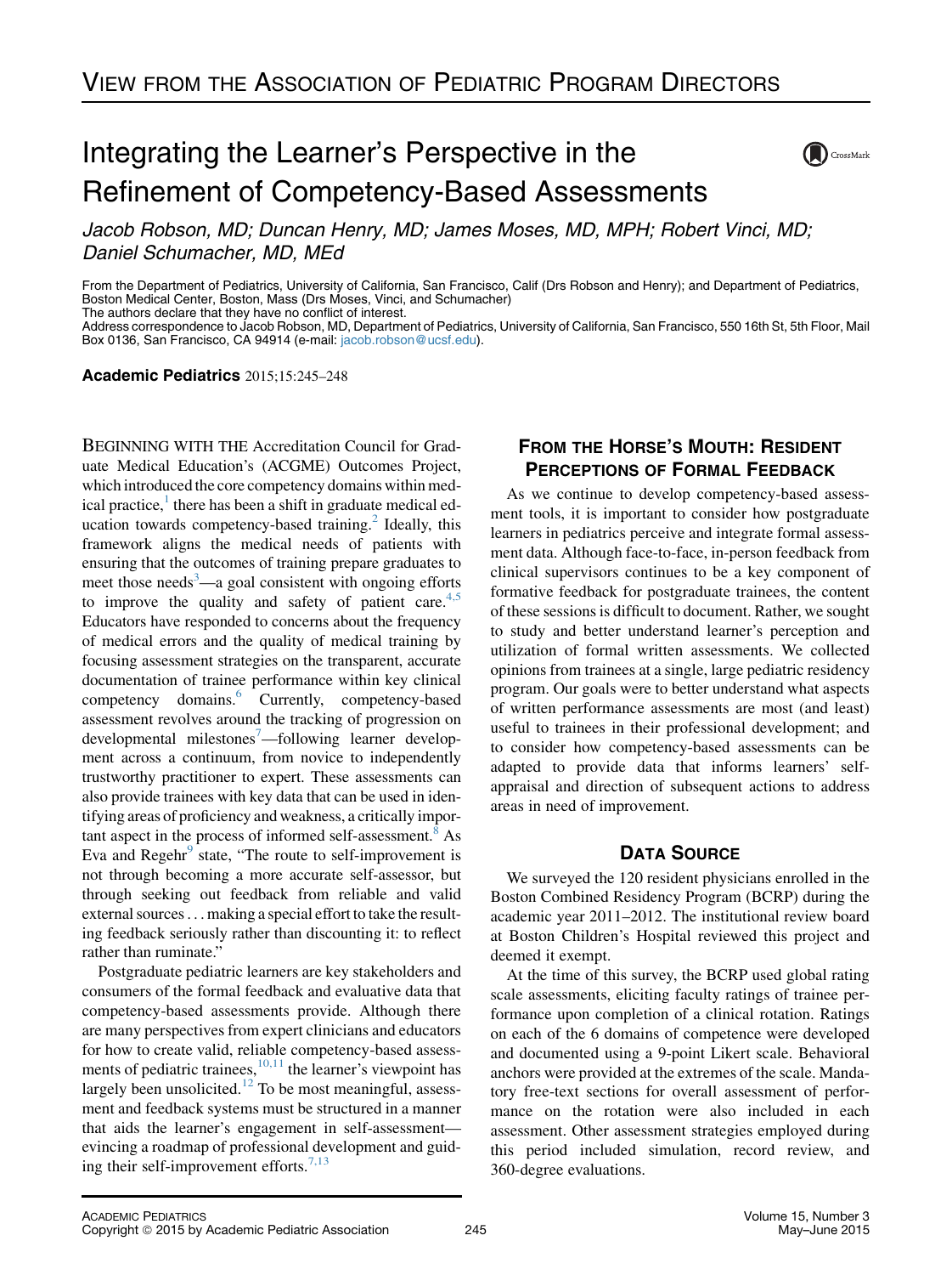VIEW FROM THE ASSOCIATION OF PEDIATRIC PROGRAM DIRECTORS

# Integrating the Learner's Perspective in the Refinement of Competency-Based Assessments

*Jacob Robson, MD; Duncan Henry, MD; James Moses, MD, MPH; Robert Vinci, MD; Daniel Schumacher, MD, MEd*

From the Department of Pediatrics, University of California, San Francisco, Calif (Drs Robson and Henry); and Department of Pediatrics, Boston Medical Center, Boston, Mass (Drs Moses, Vinci, and Schumacher)
The authors declare that they have no conflict of interest.
Address correspondence to Jacob Robson, MD, Department of Pediatrics, University of California, San Francisco, 550 16th St, 5th Floor, Mail Box 0136, San Francisco, CA 94914 (e-mail: jacob.robson@ucsf.edu).

**Academic Pediatrics** 2015;15:245–248

BEGINNING WITH THE Accreditation Council for Graduate Medical Education's (ACGME) Outcomes Project, which introduced the core competency domains within medical practice,[1] there has been a shift in graduate medical education towards competency-based training.[2] Ideally, this framework aligns the medical needs of patients with ensuring that the outcomes of training prepare graduates to meet those needs[3]—a goal consistent with ongoing efforts to improve the quality and safety of patient care.[4,5] Educators have responded to concerns about the frequency of medical errors and the quality of medical training by focusing assessment strategies on the transparent, accurate documentation of trainee performance within key clinical competency domains.[6] Currently, competency-based assessment revolves around the tracking of progression on developmental milestones[7]—following learner development across a continuum, from novice to independently trustworthy practitioner to expert. These assessments can also provide trainees with key data that can be used in identifying areas of proficiency and weakness, a critically important aspect in the process of informed self-assessment.[8] As Eva and Regehr[9] state, "The route to self-improvement is not through becoming a more accurate self-assessor, but through seeking out feedback from reliable and valid external sources . . . making a special effort to take the resulting feedback seriously rather than discounting it: to reflect rather than ruminate."

Postgraduate pediatric learners are key stakeholders and consumers of the formal feedback and evaluative data that competency-based assessments provide. Although there are many perspectives from expert clinicians and educators for how to create valid, reliable competency-based assessments of pediatric trainees,[10,11] the learner's viewpoint has largely been unsolicited.[12] To be most meaningful, assessment and feedback systems must be structured in a manner that aids the learner's engagement in self-assessment—evincing a roadmap of professional development and guiding their self-improvement efforts.[7,13]

## FROM THE HORSE'S MOUTH: RESIDENT PERCEPTIONS OF FORMAL FEEDBACK

As we continue to develop competency-based assessment tools, it is important to consider how postgraduate learners in pediatrics perceive and integrate formal assessment data. Although face-to-face, in-person feedback from clinical supervisors continues to be a key component of formative feedback for postgraduate trainees, the content of these sessions is difficult to document. Rather, we sought to study and better understand learner's perception and utilization of formal written assessments. We collected opinions from trainees at a single, large pediatric residency program. Our goals were to better understand what aspects of written performance assessments are most (and least) useful to trainees in their professional development; and to consider how competency-based assessments can be adapted to provide data that informs learners' self-appraisal and direction of subsequent actions to address areas in need of improvement.

## DATA SOURCE

We surveyed the 120 resident physicians enrolled in the Boston Combined Residency Program (BCRP) during the academic year 2011–2012. The institutional review board at Boston Children's Hospital reviewed this project and deemed it exempt.

At the time of this survey, the BCRP used global rating scale assessments, eliciting faculty ratings of trainee performance upon completion of a clinical rotation. Ratings on each of the 6 domains of competence were developed and documented using a 9-point Likert scale. Behavioral anchors were provided at the extremes of the scale. Mandatory free-text sections for overall assessment of performance on the rotation were also included in each assessment. Other assessment strategies employed during this period included simulation, record review, and 360-degree evaluations.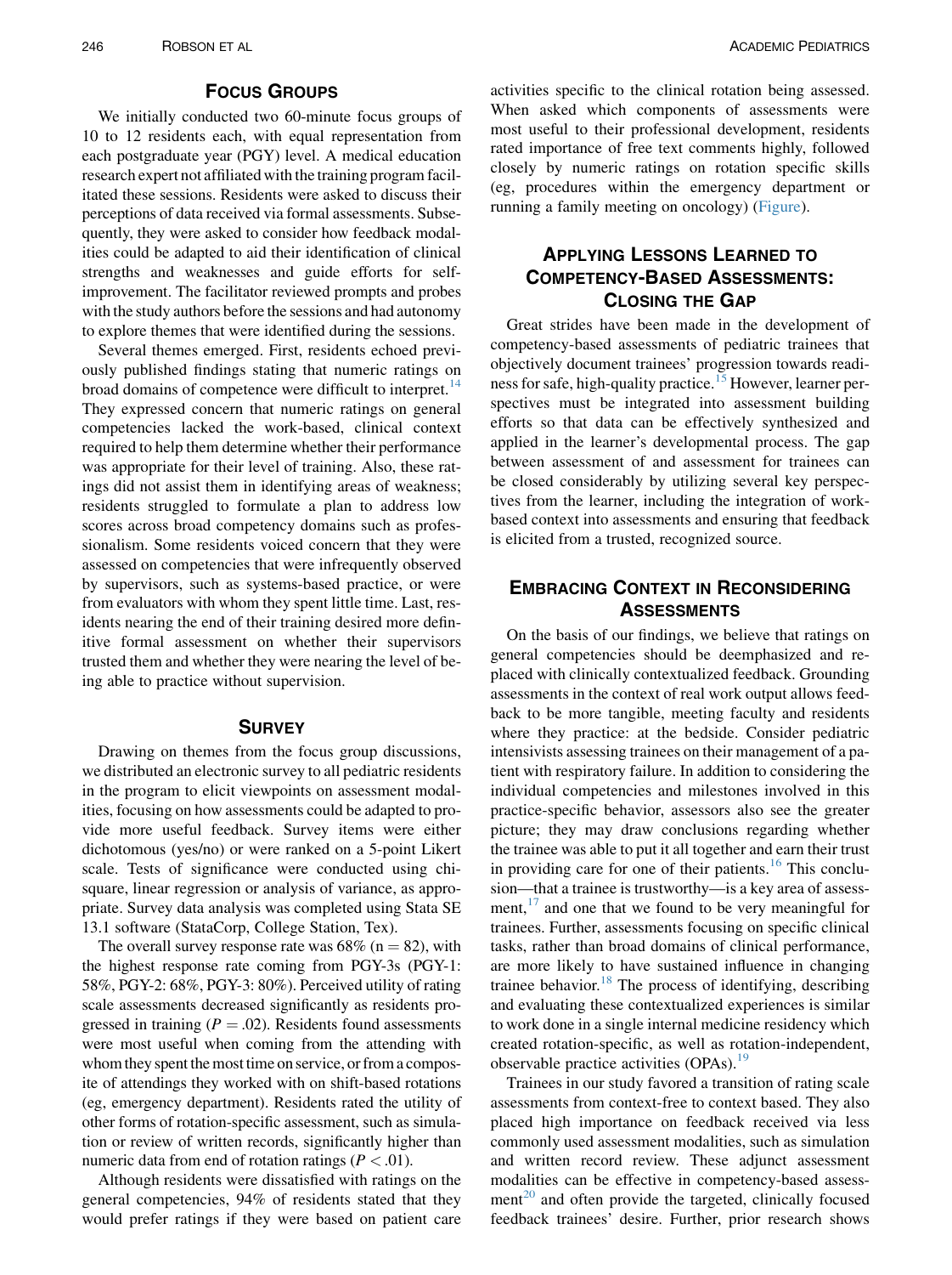## Focus Groups

We initially conducted two 60-minute focus groups of 10 to 12 residents each, with equal representation from each postgraduate year (PGY) level. A medical education research expert not affiliated with the training program facilitated these sessions. Residents were asked to discuss their perceptions of data received via formal assessments. Subsequently, they were asked to consider how feedback modalities could be adapted to aid their identification of clinical strengths and weaknesses and guide efforts for self-improvement. The facilitator reviewed prompts and probes with the study authors before the sessions and had autonomy to explore themes that were identified during the sessions.

Several themes emerged. First, residents echoed previously published findings stating that numeric ratings on broad domains of competence were difficult to interpret.[14] They expressed concern that numeric ratings on general competencies lacked the work-based, clinical context required to help them determine whether their performance was appropriate for their level of training. Also, these ratings did not assist them in identifying areas of weakness; residents struggled to formulate a plan to address low scores across broad competency domains such as professionalism. Some residents voiced concern that they were assessed on competencies that were infrequently observed by supervisors, such as systems-based practice, or were from evaluators with whom they spent little time. Last, residents nearing the end of their training desired more definitive formal assessment on whether their supervisors trusted them and whether they were nearing the level of being able to practice without supervision.

## Survey

Drawing on themes from the focus group discussions, we distributed an electronic survey to all pediatric residents in the program to elicit viewpoints on assessment modalities, focusing on how assessments could be adapted to provide more useful feedback. Survey items were either dichotomous (yes/no) or were ranked on a 5-point Likert scale. Tests of significance were conducted using chi-square, linear regression or analysis of variance, as appropriate. Survey data analysis was completed using Stata SE 13.1 software (StataCorp, College Station, Tex).

The overall survey response rate was 68% (n = 82), with the highest response rate coming from PGY-3s (PGY-1: 58%, PGY-2: 68%, PGY-3: 80%). Perceived utility of rating scale assessments decreased significantly as residents progressed in training ($P = .02$). Residents found assessments were most useful when coming from the attending with whom they spent the most time on service, or from a composite of attendings they worked with on shift-based rotations (eg, emergency department). Residents rated the utility of other forms of rotation-specific assessment, such as simulation or review of written records, significantly higher than numeric data from end of rotation ratings ($P < .01$).

Although residents were dissatisfied with ratings on the general competencies, 94% of residents stated that they would prefer ratings if they were based on patient care activities specific to the clinical rotation being assessed. When asked which components of assessments were most useful to their professional development, residents rated importance of free text comments highly, followed closely by numeric ratings on rotation specific skills (eg, procedures within the emergency department or running a family meeting on oncology) (Figure).

## Applying Lessons Learned to Competency-Based Assessments: Closing the Gap

Great strides have been made in the development of competency-based assessments of pediatric trainees that objectively document trainees' progression towards readiness for safe, high-quality practice.[15] However, learner perspectives must be integrated into assessment building efforts so that data can be effectively synthesized and applied in the learner's developmental process. The gap between assessment of and assessment for trainees can be closed considerably by utilizing several key perspectives from the learner, including the integration of work-based context into assessments and ensuring that feedback is elicited from a trusted, recognized source.

## Embracing Context in Reconsidering Assessments

On the basis of our findings, we believe that ratings on general competencies should be deemphasized and replaced with clinically contextualized feedback. Grounding assessments in the context of real work output allows feedback to be more tangible, meeting faculty and residents where they practice: at the bedside. Consider pediatric intensivists assessing trainees on their management of a patient with respiratory failure. In addition to considering the individual competencies and milestones involved in this practice-specific behavior, assessors also see the greater picture; they may draw conclusions regarding whether the trainee was able to put it all together and earn their trust in providing care for one of their patients.[16] This conclusion—that a trainee is trustworthy—is a key area of assessment,[17] and one that we found to be very meaningful for trainees. Further, assessments focusing on specific clinical tasks, rather than broad domains of clinical performance, are more likely to have sustained influence in changing trainee behavior.[18] The process of identifying, describing and evaluating these contextualized experiences is similar to work done in a single internal medicine residency which created rotation-specific, as well as rotation-independent, observable practice activities (OPAs).[19]

Trainees in our study favored a transition of rating scale assessments from context-free to context based. They also placed high importance on feedback received via less commonly used assessment modalities, such as simulation and written record review. These adjunct assessment modalities can be effective in competency-based assessment[20] and often provide the targeted, clinically focused feedback trainees' desire. Further, prior research shows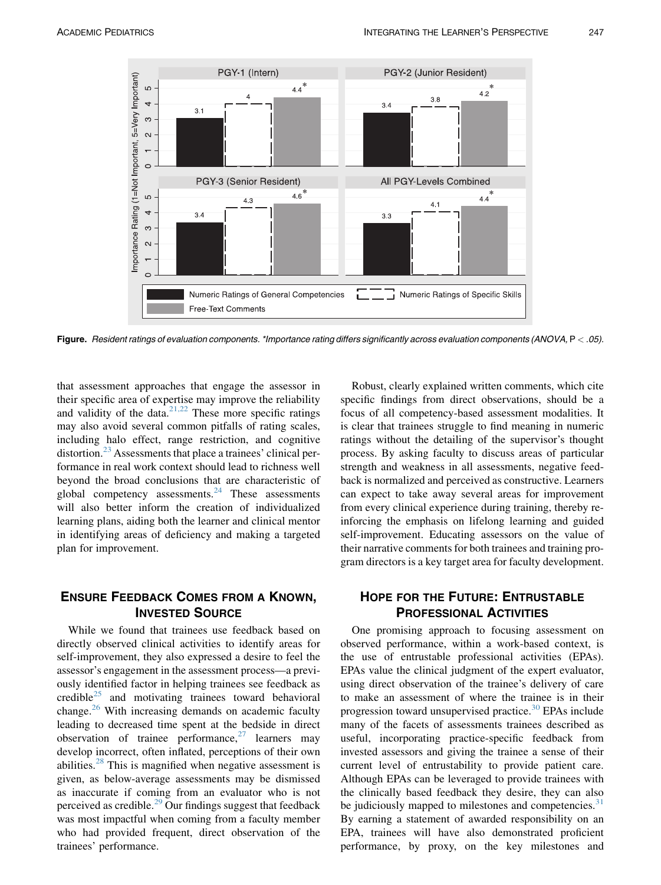**Figure.** *Resident ratings of evaluation components. *Importance rating differs significantly across evaluation components (ANOVA,* P < .05*).*

that assessment approaches that engage the assessor in their specific area of expertise may improve the reliability and validity of the data.[21,22] These more specific ratings may also avoid several common pitfalls of rating scales, including halo effect, range restriction, and cognitive distortion.[23] Assessments that place a trainees' clinical performance in real work context should lead to richness well beyond the broad conclusions that are characteristic of global competency assessments.[24] These assessments will also better inform the creation of individualized learning plans, aiding both the learner and clinical mentor in identifying areas of deficiency and making a targeted plan for improvement.

## Ensure Feedback Comes from a Known, Invested Source

While we found that trainees use feedback based on directly observed clinical activities to identify areas for self-improvement, they also expressed a desire to feel the assessor's engagement in the assessment process—a previously identified factor in helping trainees see feedback as credible[25] and motivating trainees toward behavioral change.[26] With increasing demands on academic faculty leading to decreased time spent at the bedside in direct observation of trainee performance,[27] learners may develop incorrect, often inflated, perceptions of their own abilities.[28] This is magnified when negative assessment is given, as below-average assessments may be dismissed as inaccurate if coming from an evaluator who is not perceived as credible.[29] Our findings suggest that feedback was most impactful when coming from a faculty member who had provided frequent, direct observation of the trainees' performance.

Robust, clearly explained written comments, which cite specific findings from direct observations, should be a focus of all competency-based assessment modalities. It is clear that trainees struggle to find meaning in numeric ratings without the detailing of the supervisor's thought process. By asking faculty to discuss areas of particular strength and weakness in all assessments, negative feedback is normalized and perceived as constructive. Learners can expect to take away several areas for improvement from every clinical experience during training, thereby reinforcing the emphasis on lifelong learning and guided self-improvement. Educating assessors on the value of their narrative comments for both trainees and training program directors is a key target area for faculty development.

## Hope for the Future: Entrustable Professional Activities

One promising approach to focusing assessment on observed performance, within a work-based context, is the use of entrustable professional activities (EPAs). EPAs value the clinical judgment of the expert evaluator, using direct observation of the trainee's delivery of care to make an assessment of where the trainee is in their progression toward unsupervised practice.[30] EPAs include many of the facets of assessments trainees described as useful, incorporating practice-specific feedback from invested assessors and giving the trainee a sense of their current level of entrustability to provide patient care. Although EPAs can be leveraged to provide trainees with the clinically based feedback they desire, they can also be judiciously mapped to milestones and competencies.[31] By earning a statement of awarded responsibility on an EPA, trainees will have also demonstrated proficient performance, by proxy, on the key milestones and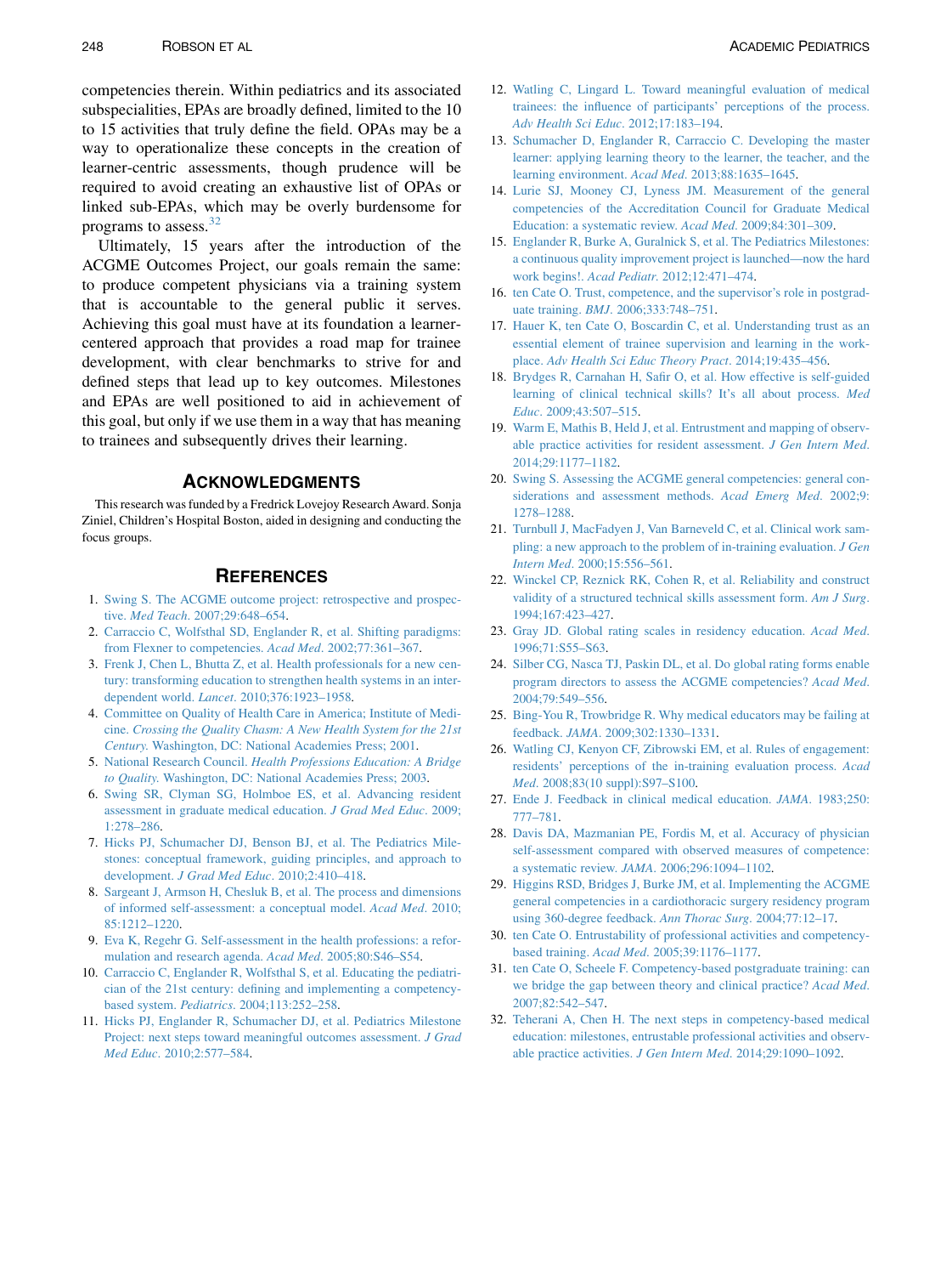competencies therein. Within pediatrics and its associated subspecialities, EPAs are broadly defined, limited to the 10 to 15 activities that truly define the field. OPAs may be a way to operationalize these concepts in the creation of learner-centric assessments, though prudence will be required to avoid creating an exhaustive list of OPAs or linked sub-EPAs, which may be overly burdensome for programs to assess.[32]

Ultimately, 15 years after the introduction of the ACGME Outcomes Project, our goals remain the same: to produce competent physicians via a training system that is accountable to the general public it serves. Achieving this goal must have at its foundation a learner-centered approach that provides a road map for trainee development, with clear benchmarks to strive for and defined steps that lead up to key outcomes. Milestones and EPAs are well positioned to aid in achievement of this goal, but only if we use them in a way that has meaning to trainees and subsequently drives their learning.

## Acknowledgments

This research was funded by a Fredrick Lovejoy Research Award. Sonja Ziniel, Children's Hospital Boston, aided in designing and conducting the focus groups.

## References

1. Swing S. The ACGME outcome project: retrospective and prospective. *Med Teach*. 2007;29:648–654.
2. Carraccio C, Wolfsthal SD, Englander R, et al. Shifting paradigms: from Flexner to competencies. *Acad Med*. 2002;77:361–367.
3. Frenk J, Chen L, Bhutta Z, et al. Health professionals for a new century: transforming education to strengthen health systems in an interdependent world. *Lancet*. 2010;376:1923–1958.
4. Committee on Quality of Health Care in America; Institute of Medicine. *Crossing the Quality Chasm: A New Health System for the 21st Century*. Washington, DC: National Academies Press; 2001.
5. National Research Council. *Health Professions Education: A Bridge to Quality*. Washington, DC: National Academies Press; 2003.
6. Swing SR, Clyman SG, Holmboe ES, et al. Advancing resident assessment in graduate medical education. *J Grad Med Educ*. 2009;1:278–286.
7. Hicks PJ, Schumacher DJ, Benson BJ, et al. The Pediatrics Milestones: conceptual framework, guiding principles, and approach to development. *J Grad Med Educ*. 2010;2:410–418.
8. Sargeant J, Armson H, Chesluk B, et al. The process and dimensions of informed self-assessment: a conceptual model. *Acad Med*. 2010;85:1212–1220.
9. Eva K, Regehr G. Self-assessment in the health professions: a reformulation and research agenda. *Acad Med*. 2005;80:S46–S54.
10. Carraccio C, Englander R, Wolfsthal S, et al. Educating the pediatrician of the 21st century: defining and implementing a competency-based system. *Pediatrics*. 2004;113:252–258.
11. Hicks PJ, Englander R, Schumacher DJ, et al. Pediatrics Milestone Project: next steps toward meaningful outcomes assessment. *J Grad Med Educ*. 2010;2:577–584.
12. Watling C, Lingard L. Toward meaningful evaluation of medical trainees: the influence of participants' perceptions of the process. *Adv Health Sci Educ*. 2012;17:183–194.
13. Schumacher D, Englander R, Carraccio C. Developing the master learner: applying learning theory to the learner, the teacher, and the learning environment. *Acad Med*. 2013;88:1635–1645.
14. Lurie SJ, Mooney CJ, Lyness JM. Measurement of the general competencies of the Accreditation Council for Graduate Medical Education: a systematic review. *Acad Med*. 2009;84:301–309.
15. Englander R, Burke A, Guralnick S, et al. The Pediatrics Milestones: a continuous quality improvement project is launched—now the hard work begins!. *Acad Pediatr*. 2012;12:471–474.
16. ten Cate O. Trust, competence, and the supervisor's role in postgraduate training. *BMJ*. 2006;333:748–751.
17. Hauer K, ten Cate O, Boscardin C, et al. Understanding trust as an essential element of trainee supervision and learning in the workplace. *Adv Health Sci Educ Theory Pract*. 2014;19:435–456.
18. Brydges R, Carnahan H, Safir O, et al. How effective is self-guided learning of clinical technical skills? It's all about process. *Med Educ*. 2009;43:507–515.
19. Warm E, Mathis B, Held J, et al. Entrustment and mapping of observable practice activities for resident assessment. *J Gen Intern Med*. 2014;29:1177–1182.
20. Swing S. Assessing the ACGME general competencies: general considerations and assessment methods. *Acad Emerg Med*. 2002;9:1278–1288.
21. Turnbull J, MacFadyen J, Van Barneveld C, et al. Clinical work sampling: a new approach to the problem of in-training evaluation. *J Gen Intern Med*. 2000;15:556–561.
22. Winckel CP, Reznick RK, Cohen R, et al. Reliability and construct validity of a structured technical skills assessment form. *Am J Surg*. 1994;167:423–427.
23. Gray JD. Global rating scales in residency education. *Acad Med*. 1996;71:S55–S63.
24. Silber CG, Nasca TJ, Paskin DL, et al. Do global rating forms enable program directors to assess the ACGME competencies? *Acad Med*. 2004;79:549–556.
25. Bing-You R, Trowbridge R. Why medical educators may be failing at feedback. *JAMA*. 2009;302:1330–1331.
26. Watling CJ, Kenyon CF, Zibrowski EM, et al. Rules of engagement: residents' perceptions of the in-training evaluation process. *Acad Med*. 2008;83(10 suppl):S97–S100.
27. Ende J. Feedback in clinical medical education. *JAMA*. 1983;250:777–781.
28. Davis DA, Mazmanian PE, Fordis M, et al. Accuracy of physician self-assessment compared with observed measures of competence: a systematic review. *JAMA*. 2006;296:1094–1102.
29. Higgins RSD, Bridges J, Burke JM, et al. Implementing the ACGME general competencies in a cardiothoracic surgery residency program using 360-degree feedback. *Ann Thorac Surg*. 2004;77:12–17.
30. ten Cate O. Entrustability of professional activities and competency-based training. *Acad Med*. 2005;39:1176–1177.
31. ten Cate O, Scheele F. Competency-based postgraduate training: can we bridge the gap between theory and clinical practice? *Acad Med*. 2007;82:542–547.
32. Teherani A, Chen H. The next steps in competency-based medical education: milestones, entrustable professional activities and observable practice activities. *J Gen Intern Med*. 2014;29:1090–1092.